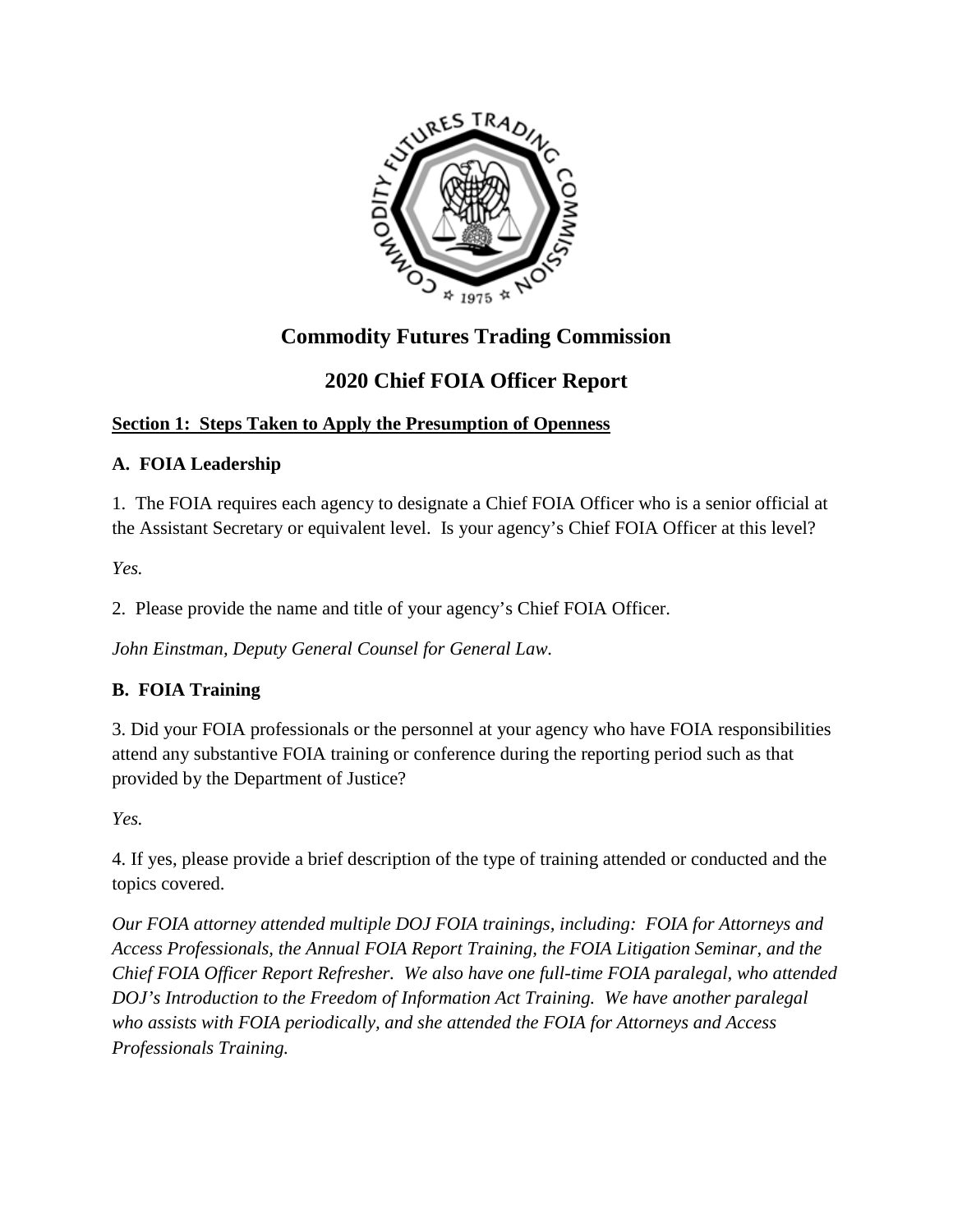# Commodity Futures Trading Commission

# 2020 Chief FOIA Officer Report

## Section 1: Steps Taken to Apply the Presumption of Openness

### A. FOIA Leadership

1. The FOIA requires each agency to designate a Chief FOIA Officer who is a senior official at the Assistant Secretary or equivalent level. Is your agency's Chief FOIA Officer at this level?

*Yes.*

2. Please provide the name and title of your agency's Chief FOIA Officer.

*John Einstman, Deputy General Counsel for General Law.*

### B. FOIA Training

3. Did your FOIA professionals or the personnel at your agency who have FOIA responsibilities attend any substantive FOIA training or conference during the reporting period such as that provided by the Department of Justice?

*Yes.*

4. If yes, please provide a brief description of the type of training attended or conducted and the topics covered.

*Our FOIA attorney attended multiple DOJ FOIA trainings, including: FOIA for Attorneys and Access Professionals, the Annual FOIA Report Training, the FOIA Litigation Seminar, and the Chief FOIA Officer Report Refresher. We also have one full-time FOIA paralegal, who attended DOJ's Introduction to the Freedom of Information Act Training. We have another paralegal who assists with FOIA periodically, and she attended the FOIA for Attorneys and Access Professionals Training.*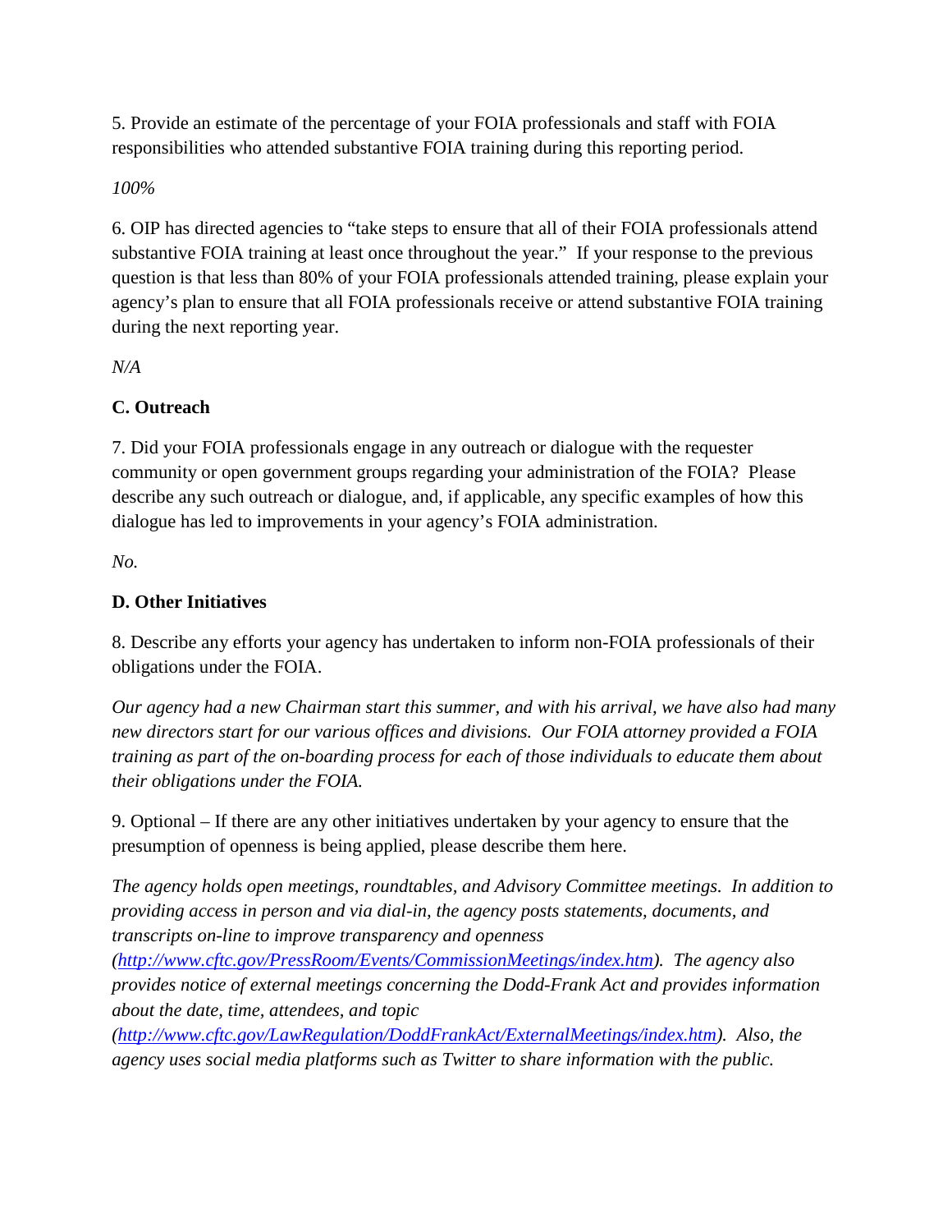5. Provide an estimate of the percentage of your FOIA professionals and staff with FOIA responsibilities who attended substantive FOIA training during this reporting period.

*100%*

6. OIP has directed agencies to "take steps to ensure that all of their FOIA professionals attend substantive FOIA training at least once throughout the year." If your response to the previous question is that less than 80% of your FOIA professionals attended training, please explain your agency's plan to ensure that all FOIA professionals receive or attend substantive FOIA training during the next reporting year.

*N/A*

**C. Outreach**

7. Did your FOIA professionals engage in any outreach or dialogue with the requester community or open government groups regarding your administration of the FOIA? Please describe any such outreach or dialogue, and, if applicable, any specific examples of how this dialogue has led to improvements in your agency's FOIA administration.

*No.*

**D. Other Initiatives**

8. Describe any efforts your agency has undertaken to inform non-FOIA professionals of their obligations under the FOIA.

*Our agency had a new Chairman start this summer, and with his arrival, we have also had many new directors start for our various offices and divisions. Our FOIA attorney provided a FOIA training as part of the on-boarding process for each of those individuals to educate them about their obligations under the FOIA.*

9. Optional – If there are any other initiatives undertaken by your agency to ensure that the presumption of openness is being applied, please describe them here.

*The agency holds open meetings, roundtables, and Advisory Committee meetings. In addition to providing access in person and via dial-in, the agency posts statements, documents, and transcripts on-line to improve transparency and openness (http://www.cftc.gov/PressRoom/Events/CommissionMeetings/index.htm). The agency also provides notice of external meetings concerning the Dodd-Frank Act and provides information about the date, time, attendees, and topic (http://www.cftc.gov/LawRegulation/DoddFrankAct/ExternalMeetings/index.htm). Also, the agency uses social media platforms such as Twitter to share information with the public.*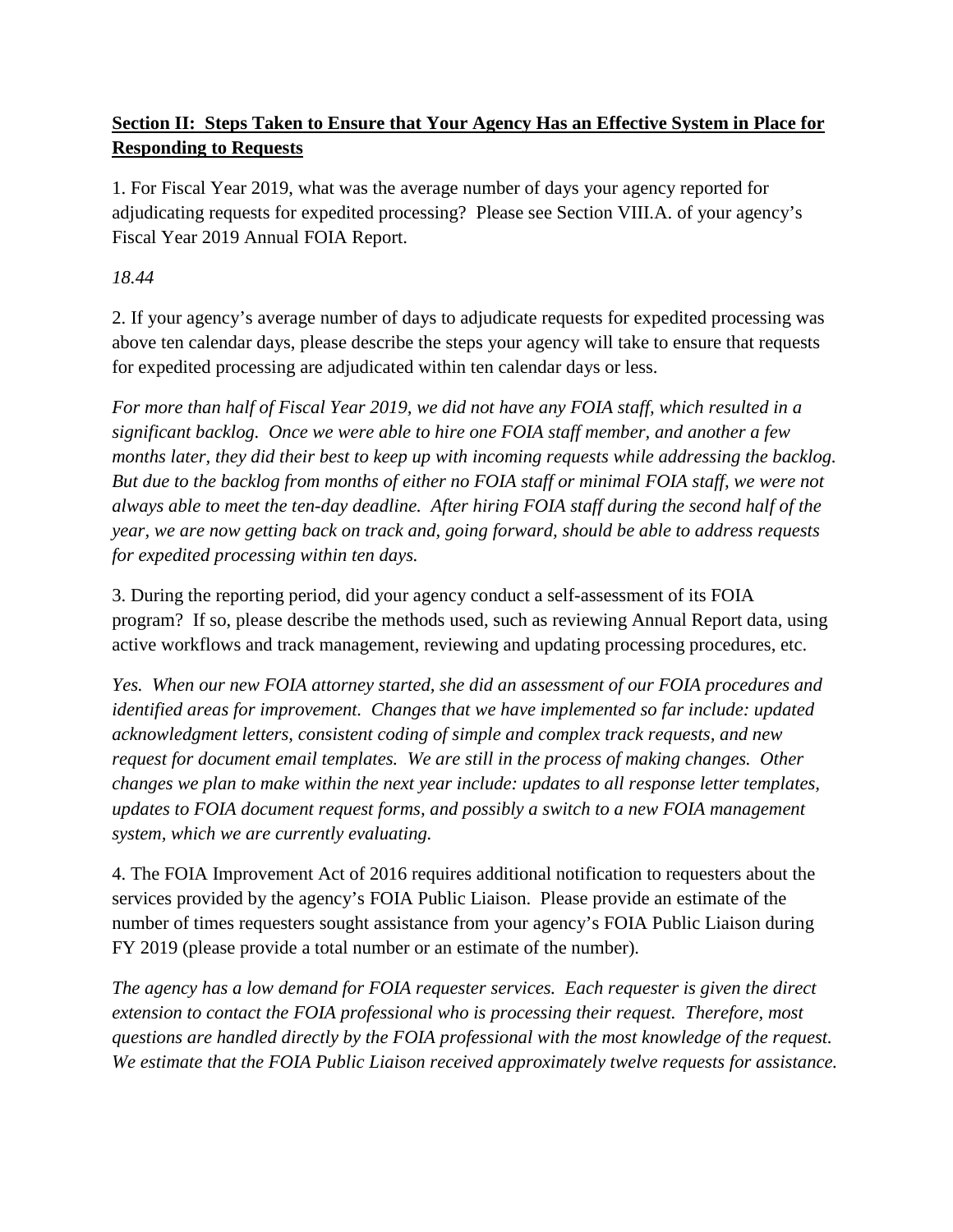**<u>Section II: Steps Taken to Ensure that Your Agency Has an Effective System in Place for Responding to Requests</u>**

1. For Fiscal Year 2019, what was the average number of days your agency reported for adjudicating requests for expedited processing? Please see Section VIII.A. of your agency's Fiscal Year 2019 Annual FOIA Report.

*18.44*

2. If your agency's average number of days to adjudicate requests for expedited processing was above ten calendar days, please describe the steps your agency will take to ensure that requests for expedited processing are adjudicated within ten calendar days or less.

*For more than half of Fiscal Year 2019, we did not have any FOIA staff, which resulted in a significant backlog. Once we were able to hire one FOIA staff member, and another a few months later, they did their best to keep up with incoming requests while addressing the backlog. But due to the backlog from months of either no FOIA staff or minimal FOIA staff, we were not always able to meet the ten-day deadline. After hiring FOIA staff during the second half of the year, we are now getting back on track and, going forward, should be able to address requests for expedited processing within ten days.*

3. During the reporting period, did your agency conduct a self-assessment of its FOIA program? If so, please describe the methods used, such as reviewing Annual Report data, using active workflows and track management, reviewing and updating processing procedures, etc.

*Yes. When our new FOIA attorney started, she did an assessment of our FOIA procedures and identified areas for improvement. Changes that we have implemented so far include: updated acknowledgment letters, consistent coding of simple and complex track requests, and new request for document email templates. We are still in the process of making changes. Other changes we plan to make within the next year include: updates to all response letter templates, updates to FOIA document request forms, and possibly a switch to a new FOIA management system, which we are currently evaluating.*

4. The FOIA Improvement Act of 2016 requires additional notification to requesters about the services provided by the agency's FOIA Public Liaison. Please provide an estimate of the number of times requesters sought assistance from your agency's FOIA Public Liaison during FY 2019 (please provide a total number or an estimate of the number).

*The agency has a low demand for FOIA requester services. Each requester is given the direct extension to contact the FOIA professional who is processing their request. Therefore, most questions are handled directly by the FOIA professional with the most knowledge of the request. We estimate that the FOIA Public Liaison received approximately twelve requests for assistance.*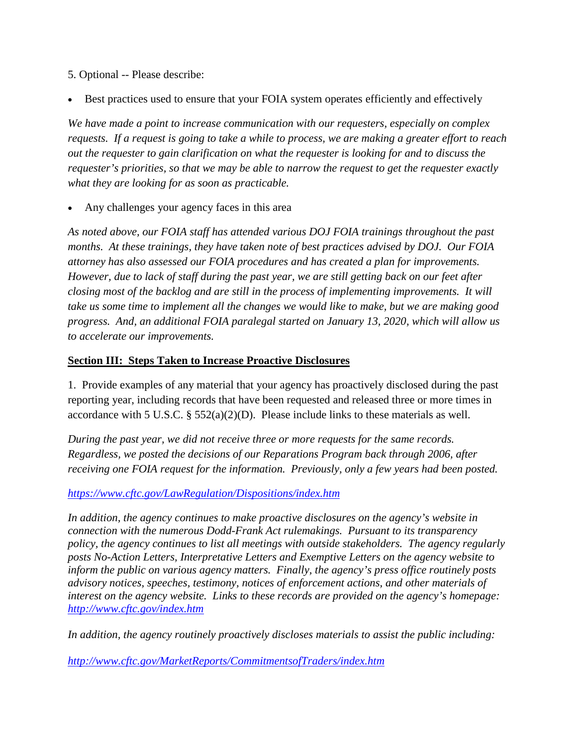5. Optional -- Please describe:

- Best practices used to ensure that your FOIA system operates efficiently and effectively

*We have made a point to increase communication with our requesters, especially on complex requests. If a request is going to take a while to process, we are making a greater effort to reach out the requester to gain clarification on what the requester is looking for and to discuss the requester's priorities, so that we may be able to narrow the request to get the requester exactly what they are looking for as soon as practicable.*

- Any challenges your agency faces in this area

*As noted above, our FOIA staff has attended various DOJ FOIA trainings throughout the past months. At these trainings, they have taken note of best practices advised by DOJ. Our FOIA attorney has also assessed our FOIA procedures and has created a plan for improvements. However, due to lack of staff during the past year, we are still getting back on our feet after closing most of the backlog and are still in the process of implementing improvements. It will take us some time to implement all the changes we would like to make, but we are making good progress. And, an additional FOIA paralegal started on January 13, 2020, which will allow us to accelerate our improvements.*

## Section III: Steps Taken to Increase Proactive Disclosures

1. Provide examples of any material that your agency has proactively disclosed during the past reporting year, including records that have been requested and released three or more times in accordance with 5 U.S.C. § 552(a)(2)(D). Please include links to these materials as well.

*During the past year, we did not receive three or more requests for the same records. Regardless, we posted the decisions of our Reparations Program back through 2006, after receiving one FOIA request for the information. Previously, only a few years had been posted.*

*https://www.cftc.gov/LawRegulation/Dispositions/index.htm*

*In addition, the agency continues to make proactive disclosures on the agency's website in connection with the numerous Dodd-Frank Act rulemakings. Pursuant to its transparency policy, the agency continues to list all meetings with outside stakeholders. The agency regularly posts No-Action Letters, Interpretative Letters and Exemptive Letters on the agency website to inform the public on various agency matters. Finally, the agency's press office routinely posts advisory notices, speeches, testimony, notices of enforcement actions, and other materials of interest on the agency website. Links to these records are provided on the agency's homepage: http://www.cftc.gov/index.htm*

*In addition, the agency routinely proactively discloses materials to assist the public including:*

*http://www.cftc.gov/MarketReports/CommitmentsofTraders/index.htm*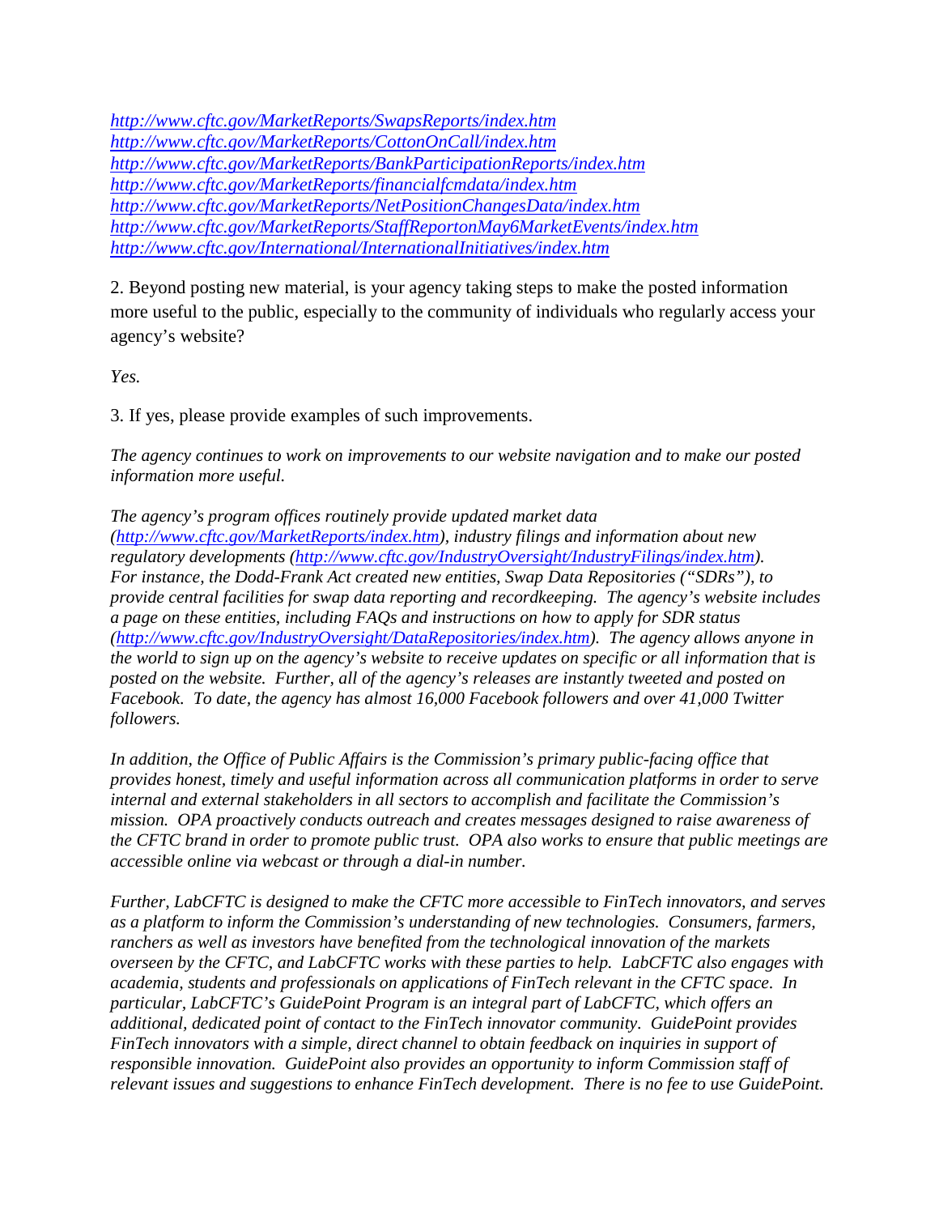*http://www.cftc.gov/MarketReports/SwapsReports/index.htm*
*http://www.cftc.gov/MarketReports/CottonOnCall/index.htm*
*http://www.cftc.gov/MarketReports/BankParticipationReports/index.htm*
*http://www.cftc.gov/MarketReports/financialfcmdata/index.htm*
*http://www.cftc.gov/MarketReports/NetPositionChangesData/index.htm*
*http://www.cftc.gov/MarketReports/StaffReportonMay6MarketEvents/index.htm*
*http://www.cftc.gov/International/InternationalInitiatives/index.htm*

2. Beyond posting new material, is your agency taking steps to make the posted information more useful to the public, especially to the community of individuals who regularly access your agency's website?

*Yes.*

3. If yes, please provide examples of such improvements.

*The agency continues to work on improvements to our website navigation and to make our posted information more useful.*

*The agency's program offices routinely provide updated market data (http://www.cftc.gov/MarketReports/index.htm), industry filings and information about new regulatory developments (http://www.cftc.gov/IndustryOversight/IndustryFilings/index.htm). For instance, the Dodd-Frank Act created new entities, Swap Data Repositories ("SDRs"), to provide central facilities for swap data reporting and recordkeeping. The agency's website includes a page on these entities, including FAQs and instructions on how to apply for SDR status (http://www.cftc.gov/IndustryOversight/DataRepositories/index.htm). The agency allows anyone in the world to sign up on the agency's website to receive updates on specific or all information that is posted on the website. Further, all of the agency's releases are instantly tweeted and posted on Facebook. To date, the agency has almost 16,000 Facebook followers and over 41,000 Twitter followers.*

*In addition, the Office of Public Affairs is the Commission's primary public-facing office that provides honest, timely and useful information across all communication platforms in order to serve internal and external stakeholders in all sectors to accomplish and facilitate the Commission's mission. OPA proactively conducts outreach and creates messages designed to raise awareness of the CFTC brand in order to promote public trust. OPA also works to ensure that public meetings are accessible online via webcast or through a dial-in number.*

*Further, LabCFTC is designed to make the CFTC more accessible to FinTech innovators, and serves as a platform to inform the Commission's understanding of new technologies. Consumers, farmers, ranchers as well as investors have benefited from the technological innovation of the markets overseen by the CFTC, and LabCFTC works with these parties to help. LabCFTC also engages with academia, students and professionals on applications of FinTech relevant in the CFTC space. In particular, LabCFTC's GuidePoint Program is an integral part of LabCFTC, which offers an additional, dedicated point of contact to the FinTech innovator community. GuidePoint provides FinTech innovators with a simple, direct channel to obtain feedback on inquiries in support of responsible innovation. GuidePoint also provides an opportunity to inform Commission staff of relevant issues and suggestions to enhance FinTech development. There is no fee to use GuidePoint.*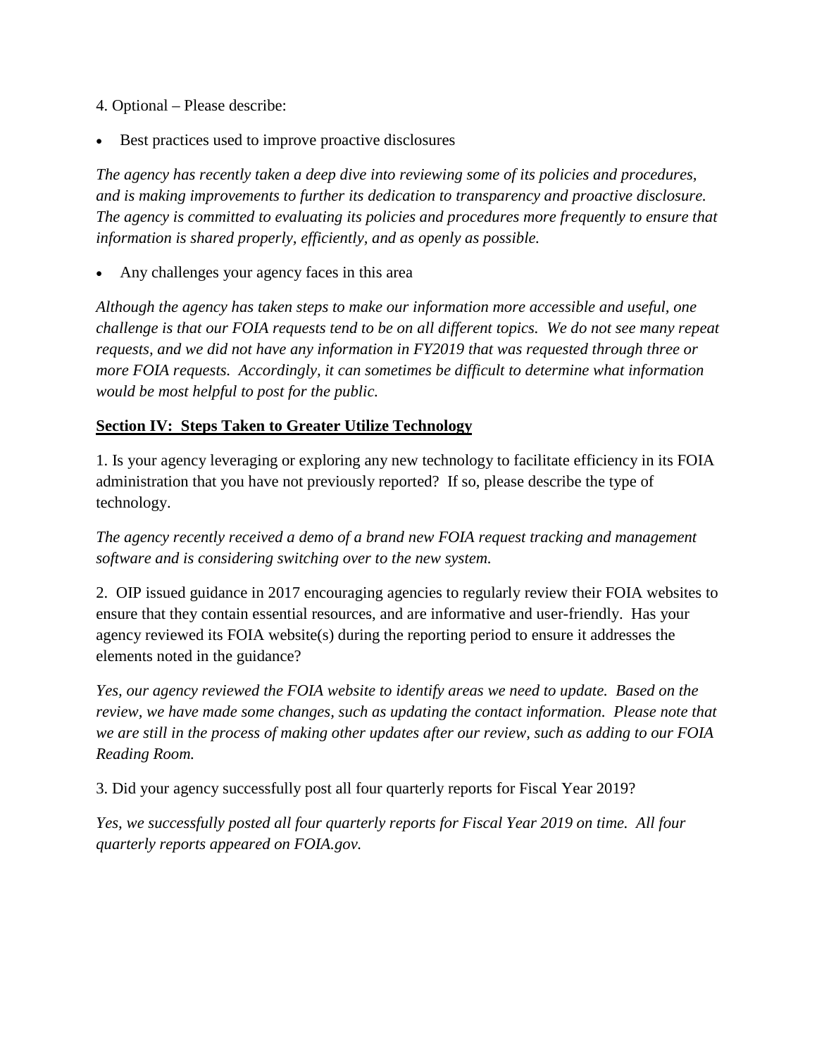4. Optional – Please describe:

- Best practices used to improve proactive disclosures

*The agency has recently taken a deep dive into reviewing some of its policies and procedures, and is making improvements to further its dedication to transparency and proactive disclosure. The agency is committed to evaluating its policies and procedures more frequently to ensure that information is shared properly, efficiently, and as openly as possible.*

- Any challenges your agency faces in this area

*Although the agency has taken steps to make our information more accessible and useful, one challenge is that our FOIA requests tend to be on all different topics. We do not see many repeat requests, and we did not have any information in FY2019 that was requested through three or more FOIA requests. Accordingly, it can sometimes be difficult to determine what information would be most helpful to post for the public.*

## Section IV: Steps Taken to Greater Utilize Technology

1. Is your agency leveraging or exploring any new technology to facilitate efficiency in its FOIA administration that you have not previously reported? If so, please describe the type of technology.

*The agency recently received a demo of a brand new FOIA request tracking and management software and is considering switching over to the new system.*

2. OIP issued guidance in 2017 encouraging agencies to regularly review their FOIA websites to ensure that they contain essential resources, and are informative and user-friendly. Has your agency reviewed its FOIA website(s) during the reporting period to ensure it addresses the elements noted in the guidance?

*Yes, our agency reviewed the FOIA website to identify areas we need to update. Based on the review, we have made some changes, such as updating the contact information. Please note that we are still in the process of making other updates after our review, such as adding to our FOIA Reading Room.*

3. Did your agency successfully post all four quarterly reports for Fiscal Year 2019?

*Yes, we successfully posted all four quarterly reports for Fiscal Year 2019 on time. All four quarterly reports appeared on FOIA.gov.*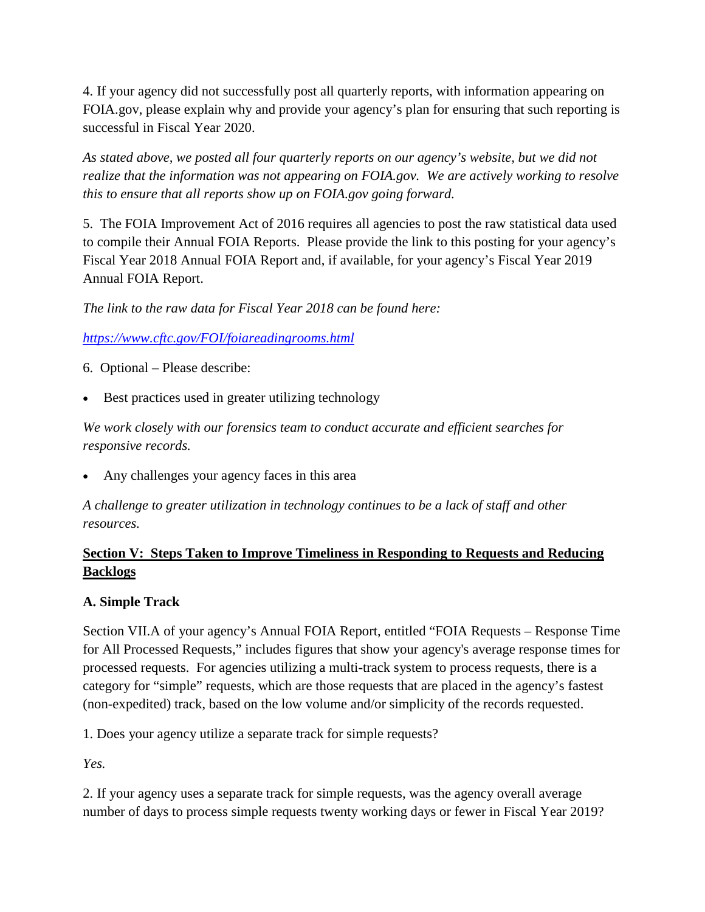4. If your agency did not successfully post all quarterly reports, with information appearing on FOIA.gov, please explain why and provide your agency's plan for ensuring that such reporting is successful in Fiscal Year 2020.

*As stated above, we posted all four quarterly reports on our agency's website, but we did not realize that the information was not appearing on FOIA.gov. We are actively working to resolve this to ensure that all reports show up on FOIA.gov going forward.*

5. The FOIA Improvement Act of 2016 requires all agencies to post the raw statistical data used to compile their Annual FOIA Reports. Please provide the link to this posting for your agency's Fiscal Year 2018 Annual FOIA Report and, if available, for your agency's Fiscal Year 2019 Annual FOIA Report.

*The link to the raw data for Fiscal Year 2018 can be found here:*

*https://www.cftc.gov/FOI/foiareadingrooms.html*

6. Optional – Please describe:

- Best practices used in greater utilizing technology

*We work closely with our forensics team to conduct accurate and efficient searches for responsive records.*

- Any challenges your agency faces in this area

*A challenge to greater utilization in technology continues to be a lack of staff and other resources.*

## Section V: Steps Taken to Improve Timeliness in Responding to Requests and Reducing Backlogs

### A. Simple Track

Section VII.A of your agency's Annual FOIA Report, entitled "FOIA Requests – Response Time for All Processed Requests," includes figures that show your agency's average response times for processed requests. For agencies utilizing a multi-track system to process requests, there is a category for "simple" requests, which are those requests that are placed in the agency's fastest (non-expedited) track, based on the low volume and/or simplicity of the records requested.

1. Does your agency utilize a separate track for simple requests?

*Yes.*

2. If your agency uses a separate track for simple requests, was the agency overall average number of days to process simple requests twenty working days or fewer in Fiscal Year 2019?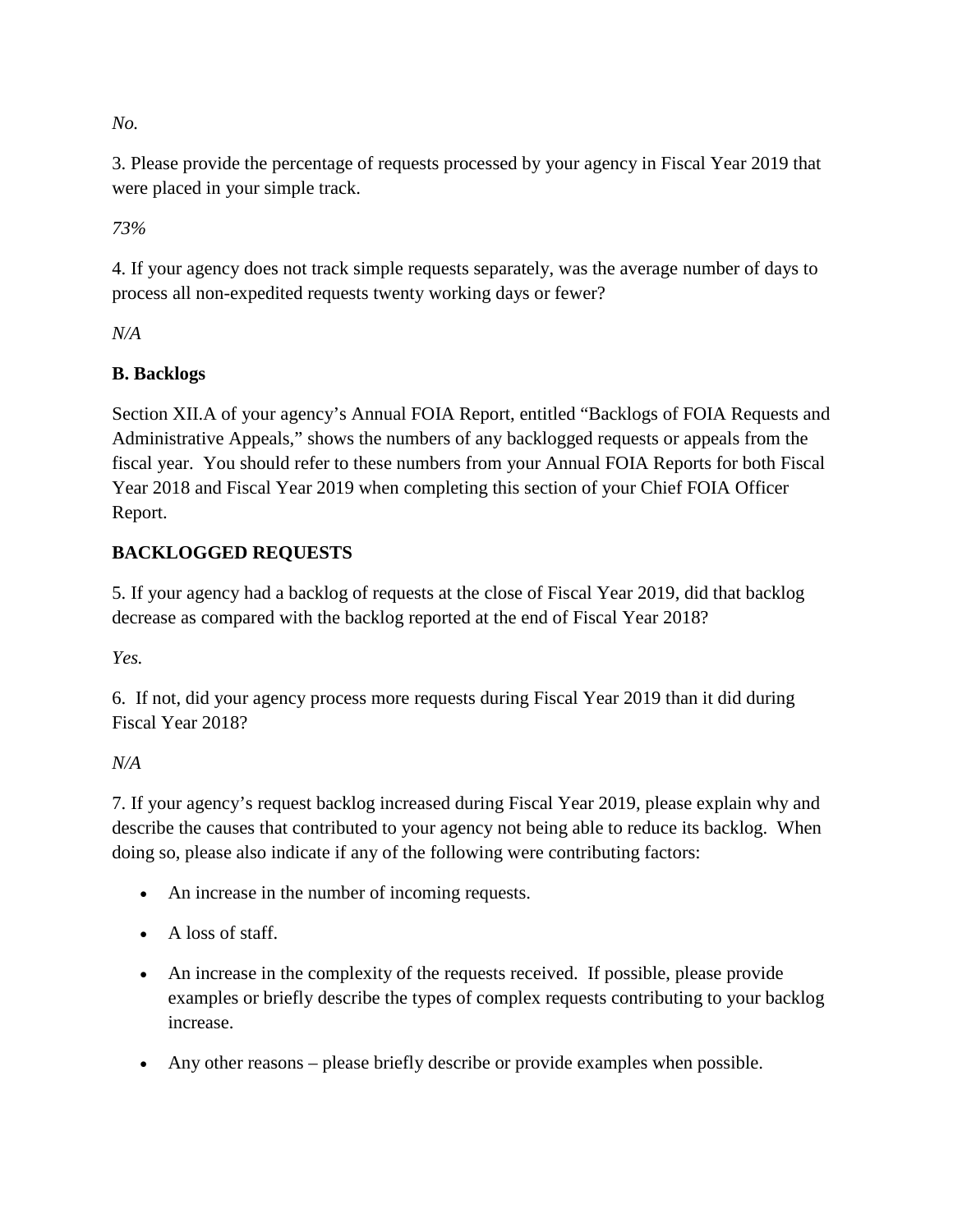*No.*

3. Please provide the percentage of requests processed by your agency in Fiscal Year 2019 that were placed in your simple track.

*73%*

4. If your agency does not track simple requests separately, was the average number of days to process all non-expedited requests twenty working days or fewer?

*N/A*

**B. Backlogs**

Section XII.A of your agency's Annual FOIA Report, entitled "Backlogs of FOIA Requests and Administrative Appeals," shows the numbers of any backlogged requests or appeals from the fiscal year. You should refer to these numbers from your Annual FOIA Reports for both Fiscal Year 2018 and Fiscal Year 2019 when completing this section of your Chief FOIA Officer Report.

**BACKLOGGED REQUESTS**

5. If your agency had a backlog of requests at the close of Fiscal Year 2019, did that backlog decrease as compared with the backlog reported at the end of Fiscal Year 2018?

*Yes.*

6. If not, did your agency process more requests during Fiscal Year 2019 than it did during Fiscal Year 2018?

*N/A*

7. If your agency's request backlog increased during Fiscal Year 2019, please explain why and describe the causes that contributed to your agency not being able to reduce its backlog. When doing so, please also indicate if any of the following were contributing factors:

- An increase in the number of incoming requests.
- A loss of staff.
- An increase in the complexity of the requests received. If possible, please provide examples or briefly describe the types of complex requests contributing to your backlog increase.
- Any other reasons – please briefly describe or provide examples when possible.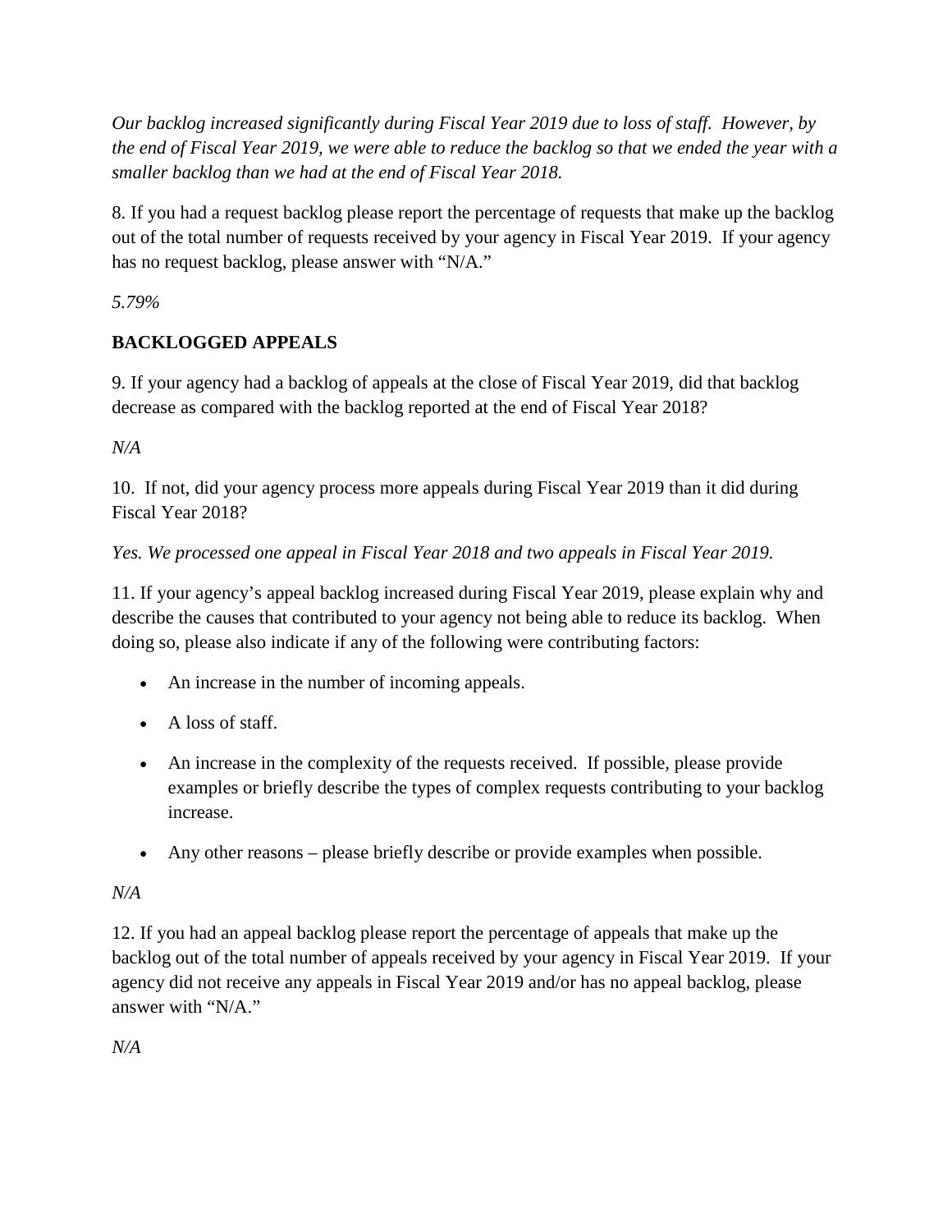*Our backlog increased significantly during Fiscal Year 2019 due to loss of staff. However, by the end of Fiscal Year 2019, we were able to reduce the backlog so that we ended the year with a smaller backlog than we had at the end of Fiscal Year 2018.*

8. If you had a request backlog please report the percentage of requests that make up the backlog out of the total number of requests received by your agency in Fiscal Year 2019. If your agency has no request backlog, please answer with "N/A."

*5.79%*

**BACKLOGGED APPEALS**

9. If your agency had a backlog of appeals at the close of Fiscal Year 2019, did that backlog decrease as compared with the backlog reported at the end of Fiscal Year 2018?

*N/A*

10. If not, did your agency process more appeals during Fiscal Year 2019 than it did during Fiscal Year 2018?

*Yes. We processed one appeal in Fiscal Year 2018 and two appeals in Fiscal Year 2019.*

11. If your agency's appeal backlog increased during Fiscal Year 2019, please explain why and describe the causes that contributed to your agency not being able to reduce its backlog. When doing so, please also indicate if any of the following were contributing factors:

- An increase in the number of incoming appeals.
- A loss of staff.
- An increase in the complexity of the requests received. If possible, please provide examples or briefly describe the types of complex requests contributing to your backlog increase.
- Any other reasons – please briefly describe or provide examples when possible.

*N/A*

12. If you had an appeal backlog please report the percentage of appeals that make up the backlog out of the total number of appeals received by your agency in Fiscal Year 2019. If your agency did not receive any appeals in Fiscal Year 2019 and/or has no appeal backlog, please answer with "N/A."

*N/A*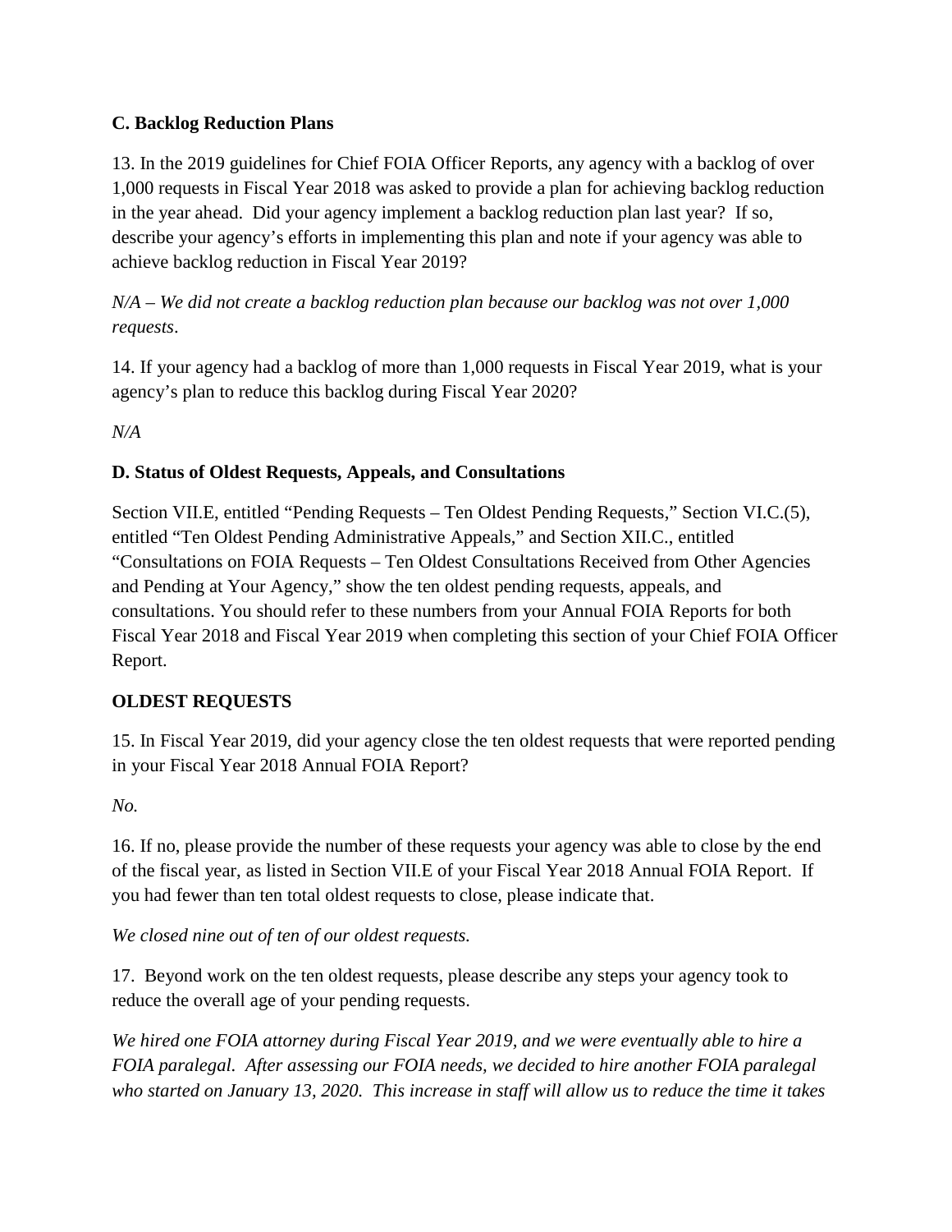**C. Backlog Reduction Plans**

13. In the 2019 guidelines for Chief FOIA Officer Reports, any agency with a backlog of over 1,000 requests in Fiscal Year 2018 was asked to provide a plan for achieving backlog reduction in the year ahead. Did your agency implement a backlog reduction plan last year? If so, describe your agency's efforts in implementing this plan and note if your agency was able to achieve backlog reduction in Fiscal Year 2019?

*N/A – We did not create a backlog reduction plan because our backlog was not over 1,000 requests*.

14. If your agency had a backlog of more than 1,000 requests in Fiscal Year 2019, what is your agency's plan to reduce this backlog during Fiscal Year 2020?

*N/A*

**D. Status of Oldest Requests, Appeals, and Consultations**

Section VII.E, entitled "Pending Requests – Ten Oldest Pending Requests," Section VI.C.(5), entitled "Ten Oldest Pending Administrative Appeals," and Section XII.C., entitled "Consultations on FOIA Requests – Ten Oldest Consultations Received from Other Agencies and Pending at Your Agency," show the ten oldest pending requests, appeals, and consultations. You should refer to these numbers from your Annual FOIA Reports for both Fiscal Year 2018 and Fiscal Year 2019 when completing this section of your Chief FOIA Officer Report.

**OLDEST REQUESTS**

15. In Fiscal Year 2019, did your agency close the ten oldest requests that were reported pending in your Fiscal Year 2018 Annual FOIA Report?

*No.*

16. If no, please provide the number of these requests your agency was able to close by the end of the fiscal year, as listed in Section VII.E of your Fiscal Year 2018 Annual FOIA Report. If you had fewer than ten total oldest requests to close, please indicate that.

*We closed nine out of ten of our oldest requests.*

17. Beyond work on the ten oldest requests, please describe any steps your agency took to reduce the overall age of your pending requests.

*We hired one FOIA attorney during Fiscal Year 2019, and we were eventually able to hire a FOIA paralegal. After assessing our FOIA needs, we decided to hire another FOIA paralegal who started on January 13, 2020. This increase in staff will allow us to reduce the time it takes*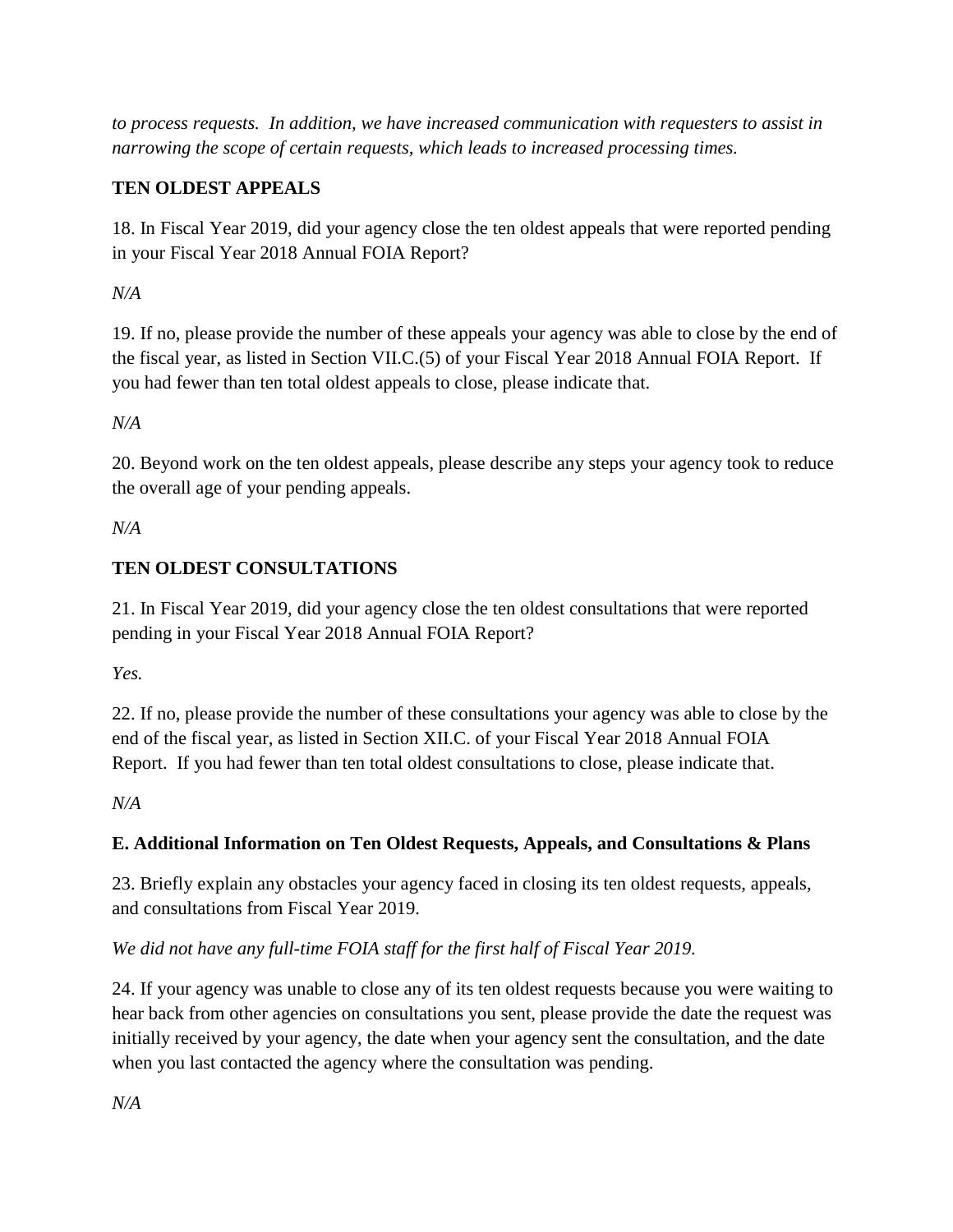*to process requests. In addition, we have increased communication with requesters to assist in narrowing the scope of certain requests, which leads to increased processing times.*

**TEN OLDEST APPEALS**

18. In Fiscal Year 2019, did your agency close the ten oldest appeals that were reported pending in your Fiscal Year 2018 Annual FOIA Report?

*N/A*

19. If no, please provide the number of these appeals your agency was able to close by the end of the fiscal year, as listed in Section VII.C.(5) of your Fiscal Year 2018 Annual FOIA Report. If you had fewer than ten total oldest appeals to close, please indicate that.

*N/A*

20. Beyond work on the ten oldest appeals, please describe any steps your agency took to reduce the overall age of your pending appeals.

*N/A*

**TEN OLDEST CONSULTATIONS**

21. In Fiscal Year 2019, did your agency close the ten oldest consultations that were reported pending in your Fiscal Year 2018 Annual FOIA Report?

*Yes.*

22. If no, please provide the number of these consultations your agency was able to close by the end of the fiscal year, as listed in Section XII.C. of your Fiscal Year 2018 Annual FOIA Report. If you had fewer than ten total oldest consultations to close, please indicate that.

*N/A*

**E. Additional Information on Ten Oldest Requests, Appeals, and Consultations & Plans**

23. Briefly explain any obstacles your agency faced in closing its ten oldest requests, appeals, and consultations from Fiscal Year 2019.

*We did not have any full-time FOIA staff for the first half of Fiscal Year 2019.*

24. If your agency was unable to close any of its ten oldest requests because you were waiting to hear back from other agencies on consultations you sent, please provide the date the request was initially received by your agency, the date when your agency sent the consultation, and the date when you last contacted the agency where the consultation was pending.

*N/A*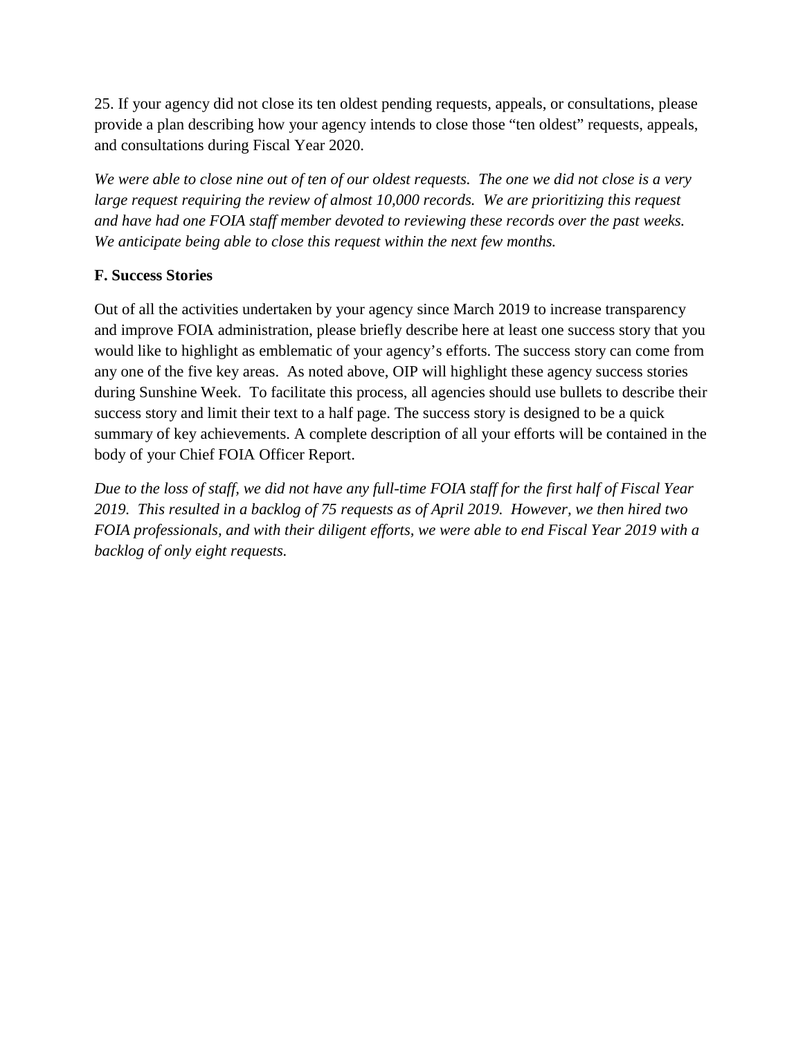25. If your agency did not close its ten oldest pending requests, appeals, or consultations, please provide a plan describing how your agency intends to close those "ten oldest" requests, appeals, and consultations during Fiscal Year 2020.

*We were able to close nine out of ten of our oldest requests. The one we did not close is a very large request requiring the review of almost 10,000 records. We are prioritizing this request and have had one FOIA staff member devoted to reviewing these records over the past weeks. We anticipate being able to close this request within the next few months.*

**F. Success Stories**

Out of all the activities undertaken by your agency since March 2019 to increase transparency and improve FOIA administration, please briefly describe here at least one success story that you would like to highlight as emblematic of your agency's efforts. The success story can come from any one of the five key areas. As noted above, OIP will highlight these agency success stories during Sunshine Week. To facilitate this process, all agencies should use bullets to describe their success story and limit their text to a half page. The success story is designed to be a quick summary of key achievements. A complete description of all your efforts will be contained in the body of your Chief FOIA Officer Report.

*Due to the loss of staff, we did not have any full-time FOIA staff for the first half of Fiscal Year 2019. This resulted in a backlog of 75 requests as of April 2019. However, we then hired two FOIA professionals, and with their diligent efforts, we were able to end Fiscal Year 2019 with a backlog of only eight requests.*